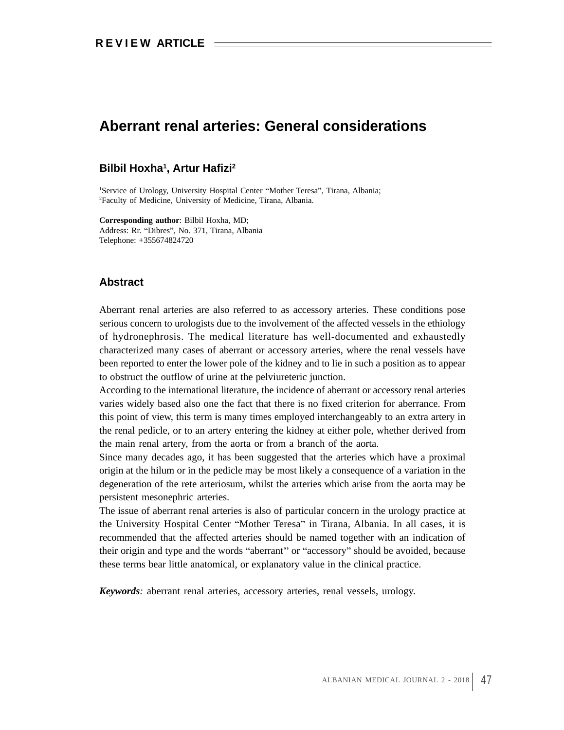REVIEW ARTICLE

# Aberrant renal arteries: General considerations

**Bilbil Hoxha[1], Artur Hafizi[2]**

[1]Service of Urology, University Hospital Center "Mother Teresa", Tirana, Albania;
[2]Faculty of Medicine, University of Medicine, Tirana, Albania.

**Corresponding author**: Bilbil Hoxha, MD;
Address: Rr. "Dibres", No. 371, Tirana, Albania
Telephone: +355674824720

## Abstract

Aberrant renal arteries are also referred to as accessory arteries. These conditions pose serious concern to urologists due to the involvement of the affected vessels in the ethiology of hydronephrosis. The medical literature has well-documented and exhaustedly characterized many cases of aberrant or accessory arteries, where the renal vessels have been reported to enter the lower pole of the kidney and to lie in such a position as to appear to obstruct the outflow of urine at the pelviureteric junction.

According to the international literature, the incidence of aberrant or accessory renal arteries varies widely based also one the fact that there is no fixed criterion for aberrance. From this point of view, this term is many times employed interchangeably to an extra artery in the renal pedicle, or to an artery entering the kidney at either pole, whether derived from the main renal artery, from the aorta or from a branch of the aorta.

Since many decades ago, it has been suggested that the arteries which have a proximal origin at the hilum or in the pedicle may be most likely a consequence of a variation in the degeneration of the rete arteriosum, whilst the arteries which arise from the aorta may be persistent mesonephric arteries.

The issue of aberrant renal arteries is also of particular concern in the urology practice at the University Hospital Center "Mother Teresa" in Tirana, Albania. In all cases, it is recommended that the affected arteries should be named together with an indication of their origin and type and the words "aberrant'' or "accessory" should be avoided, because these terms bear little anatomical, or explanatory value in the clinical practice.

***Keywords**:* aberrant renal arteries, accessory arteries, renal vessels, urology.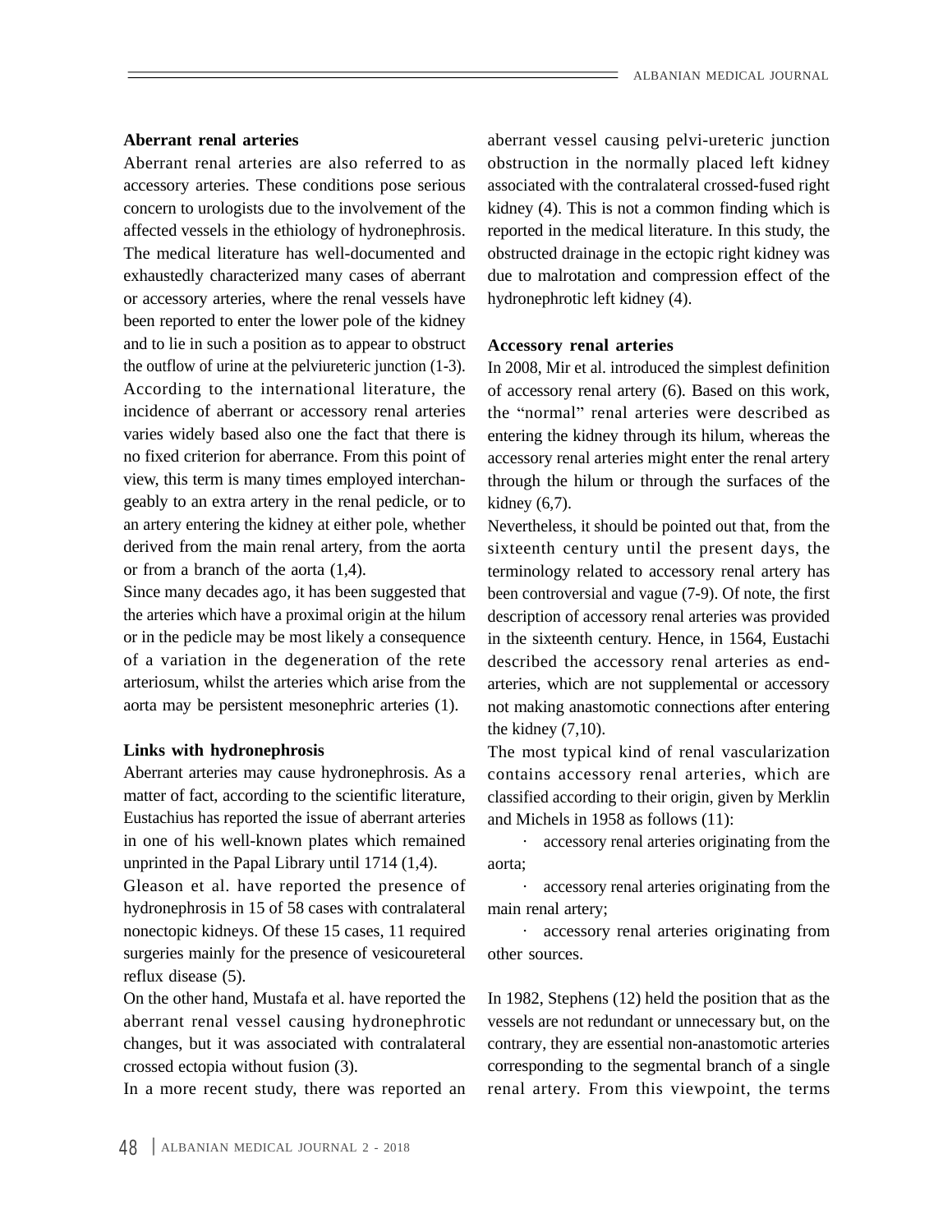**Aberrant renal arteries**

Aberrant renal arteries are also referred to as accessory arteries. These conditions pose serious concern to urologists due to the involvement of the affected vessels in the ethiology of hydronephrosis. The medical literature has well-documented and exhaustedly characterized many cases of aberrant or accessory arteries, where the renal vessels have been reported to enter the lower pole of the kidney and to lie in such a position as to appear to obstruct the outflow of urine at the pelviureteric junction (1-3). According to the international literature, the incidence of aberrant or accessory renal arteries varies widely based also one the fact that there is no fixed criterion for aberrance. From this point of view, this term is many times employed interchangeably to an extra artery in the renal pedicle, or to an artery entering the kidney at either pole, whether derived from the main renal artery, from the aorta or from a branch of the aorta (1,4).

Since many decades ago, it has been suggested that the arteries which have a proximal origin at the hilum or in the pedicle may be most likely a consequence of a variation in the degeneration of the rete arteriosum, whilst the arteries which arise from the aorta may be persistent mesonephric arteries (1).

**Links with hydronephrosis**

Aberrant arteries may cause hydronephrosis. As a matter of fact, according to the scientific literature, Eustachius has reported the issue of aberrant arteries in one of his well-known plates which remained unprinted in the Papal Library until 1714 (1,4).

Gleason et al. have reported the presence of hydronephrosis in 15 of 58 cases with contralateral nonectopic kidneys. Of these 15 cases, 11 required surgeries mainly for the presence of vesicoureteral reflux disease (5).

On the other hand, Mustafa et al. have reported the aberrant renal vessel causing hydronephrotic changes, but it was associated with contralateral crossed ectopia without fusion (3).

In a more recent study, there was reported an aberrant vessel causing pelvi-ureteric junction obstruction in the normally placed left kidney associated with the contralateral crossed-fused right kidney (4). This is not a common finding which is reported in the medical literature. In this study, the obstructed drainage in the ectopic right kidney was due to malrotation and compression effect of the hydronephrotic left kidney (4).

**Accessory renal arteries**

In 2008, Mir et al. introduced the simplest definition of accessory renal artery (6). Based on this work, the "normal" renal arteries were described as entering the kidney through its hilum, whereas the accessory renal arteries might enter the renal artery through the hilum or through the surfaces of the kidney (6,7).

Nevertheless, it should be pointed out that, from the sixteenth century until the present days, the terminology related to accessory renal artery has been controversial and vague (7-9). Of note, the first description of accessory renal arteries was provided in the sixteenth century. Hence, in 1564, Eustachi described the accessory renal arteries as end-arteries, which are not supplemental or accessory not making anastomotic connections after entering the kidney (7,10).

The most typical kind of renal vascularization contains accessory renal arteries, which are classified according to their origin, given by Merklin and Michels in 1958 as follows (11):

- accessory renal arteries originating from the aorta;
- accessory renal arteries originating from the main renal artery;
- accessory renal arteries originating from other sources.

In 1982, Stephens (12) held the position that as the vessels are not redundant or unnecessary but, on the contrary, they are essential non-anastomotic arteries corresponding to the segmental branch of a single renal artery. From this viewpoint, the terms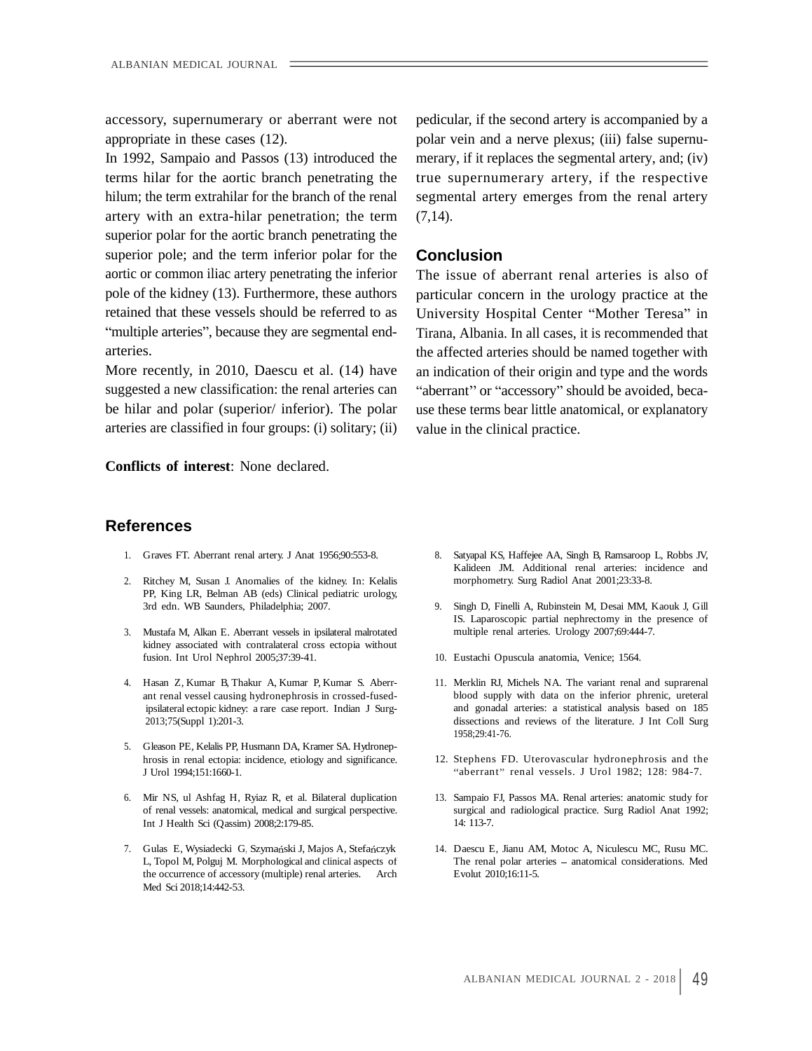accessory, supernumerary or aberrant were not appropriate in these cases (12).

In 1992, Sampaio and Passos (13) introduced the terms hilar for the aortic branch penetrating the hilum; the term extrahilar for the branch of the renal artery with an extra-hilar penetration; the term superior polar for the aortic branch penetrating the superior pole; and the term inferior polar for the aortic or common iliac artery penetrating the inferior pole of the kidney (13). Furthermore, these authors retained that these vessels should be referred to as "multiple arteries", because they are segmental end-arteries.

More recently, in 2010, Daescu et al. (14) have suggested a new classification: the renal arteries can be hilar and polar (superior/ inferior). The polar arteries are classified in four groups: (i) solitary; (ii) pedicular, if the second artery is accompanied by a polar vein and a nerve plexus; (iii) false supernumerary, if it replaces the segmental artery, and; (iv) true supernumerary artery, if the respective segmental artery emerges from the renal artery (7,14).

## Conclusion

The issue of aberrant renal arteries is also of particular concern in the urology practice at the University Hospital Center "Mother Teresa" in Tirana, Albania. In all cases, it is recommended that the affected arteries should be named together with an indication of their origin and type and the words "aberrant" or "accessory" should be avoided, because these terms bear little anatomical, or explanatory value in the clinical practice.

**Conflicts of interest**: None declared.

## References

1. Graves FT. Aberrant renal artery. J Anat 1956;90:553-8.
2. Ritchey M, Susan J. Anomalies of the kidney. In: Kelalis PP, King LR, Belman AB (eds) Clinical pediatric urology, 3rd edn. WB Saunders, Philadelphia; 2007.
3. Mustafa M, Alkan E. Aberrant vessels in ipsilateral malrotated kidney associated with contralateral cross ectopia without fusion. Int Urol Nephrol 2005;37:39-41.
4. Hasan Z, Kumar B, Thakur A, Kumar P, Kumar S. Aberrant renal vessel causing hydronephrosis in crossed-fused-ipsilateral ectopic kidney: a rare case report. Indian J Surg-2013;75(Suppl 1):201-3.
5. Gleason PE, Kelalis PP, Husmann DA, Kramer SA. Hydronephrosis in renal ectopia: incidence, etiology and significance. J Urol 1994;151:1660-1.
6. Mir NS, ul Ashfag H, Ryiaz R, et al. Bilateral duplication of renal vessels: anatomical, medical and surgical perspective. Int J Health Sci (Qassim) 2008;2:179-85.
7. Gulas E, Wysiadecki G, Szymański J, Majos A, Stefańczyk L, Topol M, Polguj M. Morphological and clinical aspects of the occurrence of accessory (multiple) renal arteries. Arch Med Sci 2018;14:442-53.
8. Satyapal KS, Haffejee AA, Singh B, Ramsaroop L, Robbs JV, Kalideen JM. Additional renal arteries: incidence and morphometry. Surg Radiol Anat 2001;23:33-8.
9. Singh D, Finelli A, Rubinstein M, Desai MM, Kaouk J, Gill IS. Laparoscopic partial nephrectomy in the presence of multiple renal arteries. Urology 2007;69:444-7.
10. Eustachi Opuscula anatomia, Venice; 1564.
11. Merklin RJ, Michels NA. The variant renal and suprarenal blood supply with data on the inferior phrenic, ureteral and gonadal arteries: a statistical analysis based on 185 dissections and reviews of the literature. J Int Coll Surg 1958;29:41-76.
12. Stephens FD. Uterovascular hydronephrosis and the "aberrant" renal vessels. J Urol 1982; 128: 984-7.
13. Sampaio FJ, Passos MA. Renal arteries: anatomic study for surgical and radiological practice. Surg Radiol Anat 1992; 14: 113-7.
14. Daescu E, Jianu AM, Motoc A, Niculescu MC, Rusu MC. The renal polar arteries – anatomical considerations. Med Evolut 2010;16:11-5.